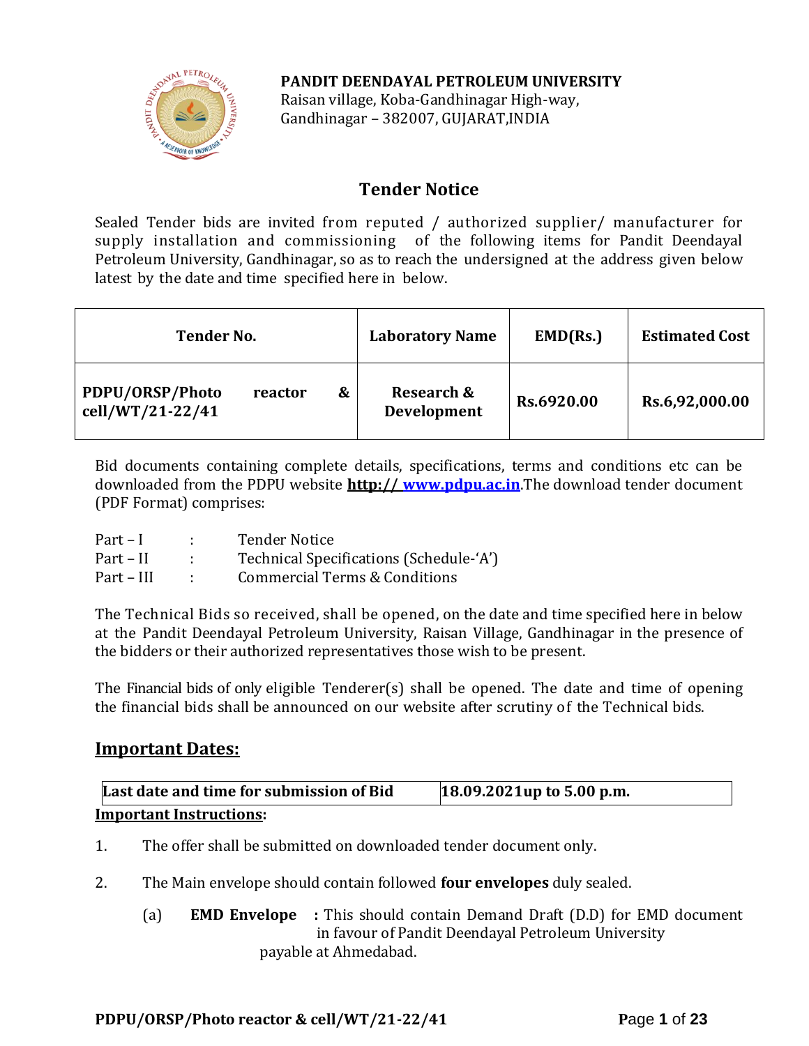**PANDIT DEENDAYAL PETROLEUM UNIVERSITY**
Raisan village, Koba-Gandhinagar High-way,
Gandhinagar – 382007, GUJARAT,INDIA

# Tender Notice

Sealed Tender bids are invited from reputed / authorized supplier/ manufacturer for supply installation and commissioning of the following items for Pandit Deendayal Petroleum University, Gandhinagar, so as to reach the undersigned at the address given below latest by the date and time specified here in below.

| Tender No. | Laboratory Name | EMD(Rs.) | Estimated Cost |
|---|---|---|---|
| **PDPU/ORSP/Photo reactor & cell/WT/21-22/41** | **Research & Development** | **Rs.6920.00** | **Rs.6,92,000.00** |

Bid documents containing complete details, specifications, terms and conditions etc can be downloaded from the PDPU website **http:// www.pdpu.ac.in**.The download tender document (PDF Format) comprises:

Part – I : Tender Notice
Part – II : Technical Specifications (Schedule-'A')
Part – III : Commercial Terms & Conditions

The Technical Bids so received, shall be opened, on the date and time specified here in below at the Pandit Deendayal Petroleum University, Raisan Village, Gandhinagar in the presence of the bidders or their authorized representatives those wish to be present.

The Financial bids of only eligible Tenderer(s) shall be opened. The date and time of opening the financial bids shall be announced on our website after scrutiny of the Technical bids.

## Important Dates:

| Last date and time for submission of Bid | 18.09.2021up to 5.00 p.m. |
|---|---|

**Important Instructions:**

1. The offer shall be submitted on downloaded tender document only.

2. The Main envelope should contain followed **four envelopes** duly sealed.

   (a) **EMD Envelope :** This should contain Demand Draft (D.D) for EMD document in favour of Pandit Deendayal Petroleum University payable at Ahmedabad.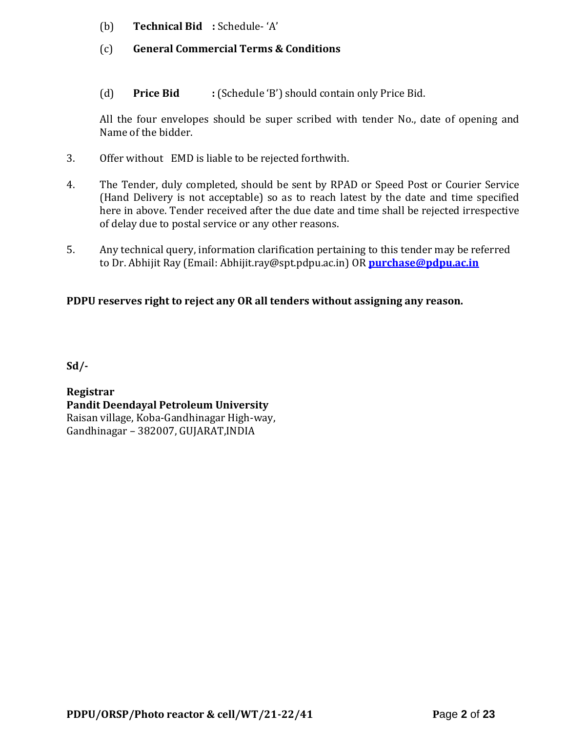(b) **Technical Bid :** Schedule- 'A'

(c) **General Commercial Terms & Conditions**

(d) **Price Bid :** (Schedule 'B') should contain only Price Bid.

All the four envelopes should be super scribed with tender No., date of opening and Name of the bidder.

3. Offer without EMD is liable to be rejected forthwith.

4. The Tender, duly completed, should be sent by RPAD or Speed Post or Courier Service (Hand Delivery is not acceptable) so as to reach latest by the date and time specified here in above. Tender received after the due date and time shall be rejected irrespective of delay due to postal service or any other reasons.

5. Any technical query, information clarification pertaining to this tender may be referred to Dr. Abhijit Ray (Email: Abhijit.ray@spt.pdpu.ac.in) OR **purchase@pdpu.ac.in**

**PDPU reserves right to reject any OR all tenders without assigning any reason.**

**Sd/-**

**Registrar**
**Pandit Deendayal Petroleum University**
Raisan village, Koba-Gandhinagar High-way,
Gandhinagar – 382007, GUJARAT,INDIA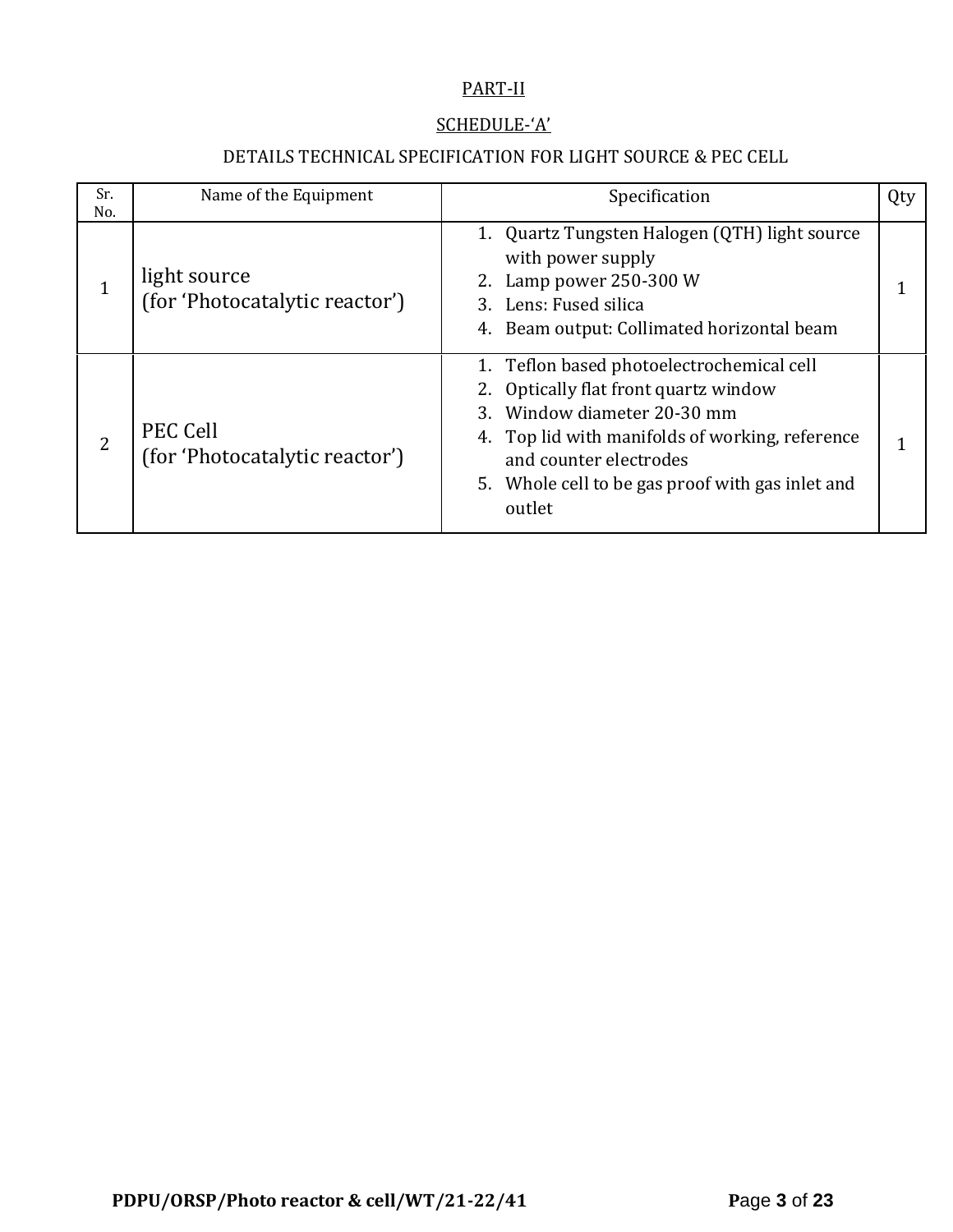PART-II

SCHEDULE-'A'

DETAILS TECHNICAL SPECIFICATION FOR LIGHT SOURCE & PEC CELL

| Sr. No. | Name of the Equipment | Specification | Qty |
|---|---|---|---|
| 1 | light source (for 'Photocatalytic reactor') | 1. Quartz Tungsten Halogen (QTH) light source with power supply<br>2. Lamp power 250-300 W<br>3. Lens: Fused silica<br>4. Beam output: Collimated horizontal beam | 1 |
| 2 | PEC Cell (for 'Photocatalytic reactor') | 1. Teflon based photoelectrochemical cell<br>2. Optically flat front quartz window<br>3. Window diameter 20-30 mm<br>4. Top lid with manifolds of working, reference and counter electrodes<br>5. Whole cell to be gas proof with gas inlet and outlet | 1 |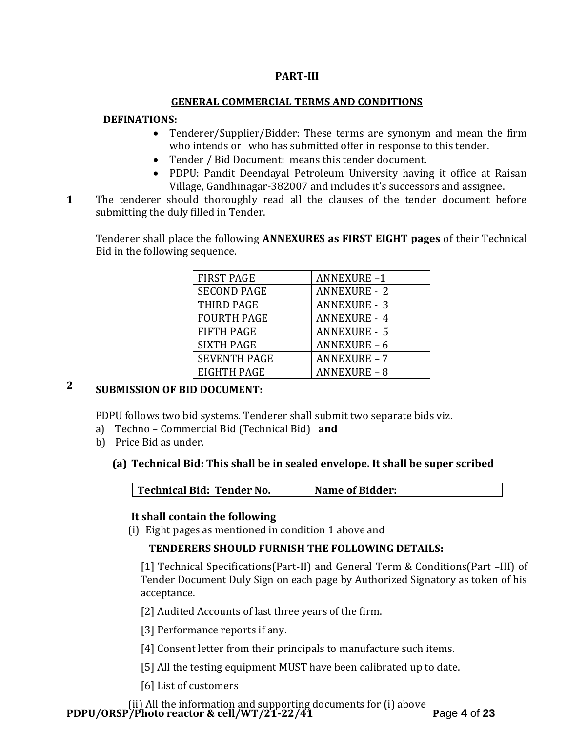**PART-III**

## GENERAL COMMERCIAL TERMS AND CONDITIONS

**DEFINATIONS:**

- Tenderer/Supplier/Bidder: These terms are synonym and mean the firm who intends or who has submitted offer in response to this tender.
- Tender / Bid Document: means this tender document.
- PDPU: Pandit Deendayal Petroleum University having it office at Raisan Village, Gandhinagar-382007 and includes it's successors and assignee.

**1** The tenderer should thoroughly read all the clauses of the tender document before submitting the duly filled in Tender.

Tenderer shall place the following **ANNEXURES as FIRST EIGHT pages** of their Technical Bid in the following sequence.

| FIRST PAGE | ANNEXURE –1 |
|---|---|
| SECOND PAGE | ANNEXURE - 2 |
| THIRD PAGE | ANNEXURE - 3 |
| FOURTH PAGE | ANNEXURE - 4 |
| FIFTH PAGE | ANNEXURE - 5 |
| SIXTH PAGE | ANNEXURE – 6 |
| SEVENTH PAGE | ANNEXURE – 7 |
| EIGHTH PAGE | ANNEXURE – 8 |

**2** **SUBMISSION OF BID DOCUMENT:**

PDPU follows two bid systems. Tenderer shall submit two separate bids viz.

a) Techno – Commercial Bid (Technical Bid) **and**

b) Price Bid as under.

**(a) Technical Bid: This shall be in sealed envelope. It shall be super scribed**

| Technical Bid: Tender No. | Name of Bidder: |
|---|---|

**It shall contain the following**

(i) Eight pages as mentioned in condition 1 above and

**TENDERERS SHOULD FURNISH THE FOLLOWING DETAILS:**

[1] Technical Specifications(Part-II) and General Term & Conditions(Part –III) of Tender Document Duly Sign on each page by Authorized Signatory as token of his acceptance.

[2] Audited Accounts of last three years of the firm.

[3] Performance reports if any.

[4] Consent letter from their principals to manufacture such items.

[5] All the testing equipment MUST have been calibrated up to date.

[6] List of customers

(ii) All the information and supporting documents for (i) above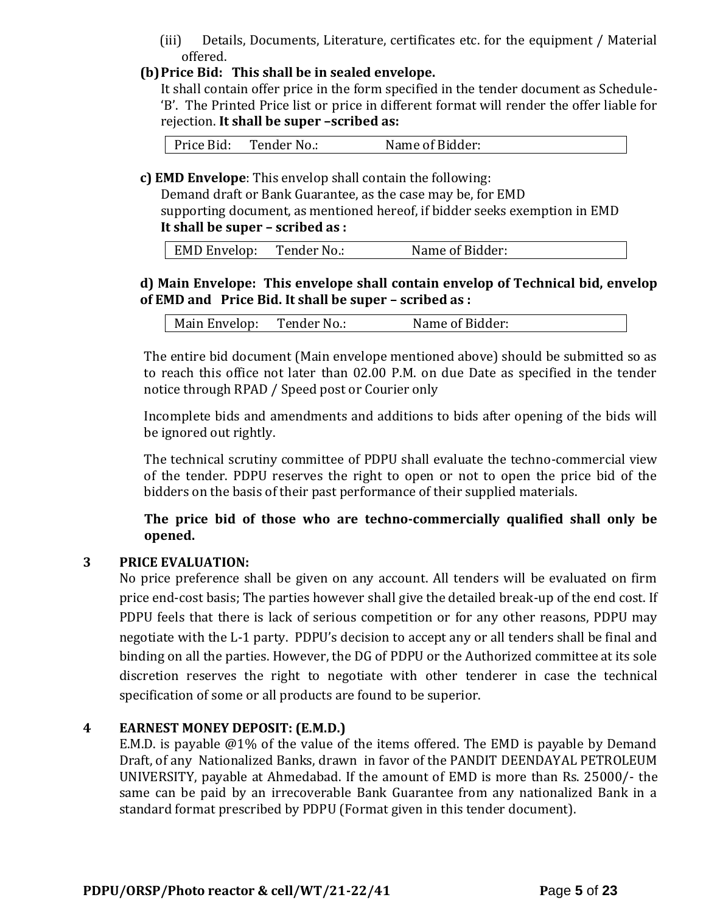(iii) Details, Documents, Literature, certificates etc. for the equipment / Material offered.

**(b) Price Bid: This shall be in sealed envelope.**

It shall contain offer price in the form specified in the tender document as Schedule-'B'. The Printed Price list or price in different format will render the offer liable for rejection. **It shall be super –scribed as:**

| Price Bid: Tender No.: Name of Bidder: |
|---|

**c) EMD Envelope**: This envelop shall contain the following:

Demand draft or Bank Guarantee, as the case may be, for EMD

supporting document, as mentioned hereof, if bidder seeks exemption in EMD

**It shall be super – scribed as :**

| EMD Envelop: Tender No.: Name of Bidder: |
|---|

**d) Main Envelope: This envelope shall contain envelop of Technical bid, envelop of EMD and Price Bid. It shall be super – scribed as :**

| Main Envelop: Tender No.: Name of Bidder: |
|---|

The entire bid document (Main envelope mentioned above) should be submitted so as to reach this office not later than 02.00 P.M. on due Date as specified in the tender notice through RPAD / Speed post or Courier only

Incomplete bids and amendments and additions to bids after opening of the bids will be ignored out rightly.

The technical scrutiny committee of PDPU shall evaluate the techno-commercial view of the tender. PDPU reserves the right to open or not to open the price bid of the bidders on the basis of their past performance of their supplied materials.

**The price bid of those who are techno-commercially qualified shall only be opened.**

## 3 PRICE EVALUATION:

No price preference shall be given on any account. All tenders will be evaluated on firm price end-cost basis; The parties however shall give the detailed break-up of the end cost. If PDPU feels that there is lack of serious competition or for any other reasons, PDPU may negotiate with the L-1 party. PDPU's decision to accept any or all tenders shall be final and binding on all the parties. However, the DG of PDPU or the Authorized committee at its sole discretion reserves the right to negotiate with other tenderer in case the technical specification of some or all products are found to be superior.

## 4 EARNEST MONEY DEPOSIT: (E.M.D.)

E.M.D. is payable @1% of the value of the items offered. The EMD is payable by Demand Draft, of any Nationalized Banks, drawn in favor of the PANDIT DEENDAYAL PETROLEUM UNIVERSITY, payable at Ahmedabad. If the amount of EMD is more than Rs. 25000/- the same can be paid by an irrecoverable Bank Guarantee from any nationalized Bank in a standard format prescribed by PDPU (Format given in this tender document).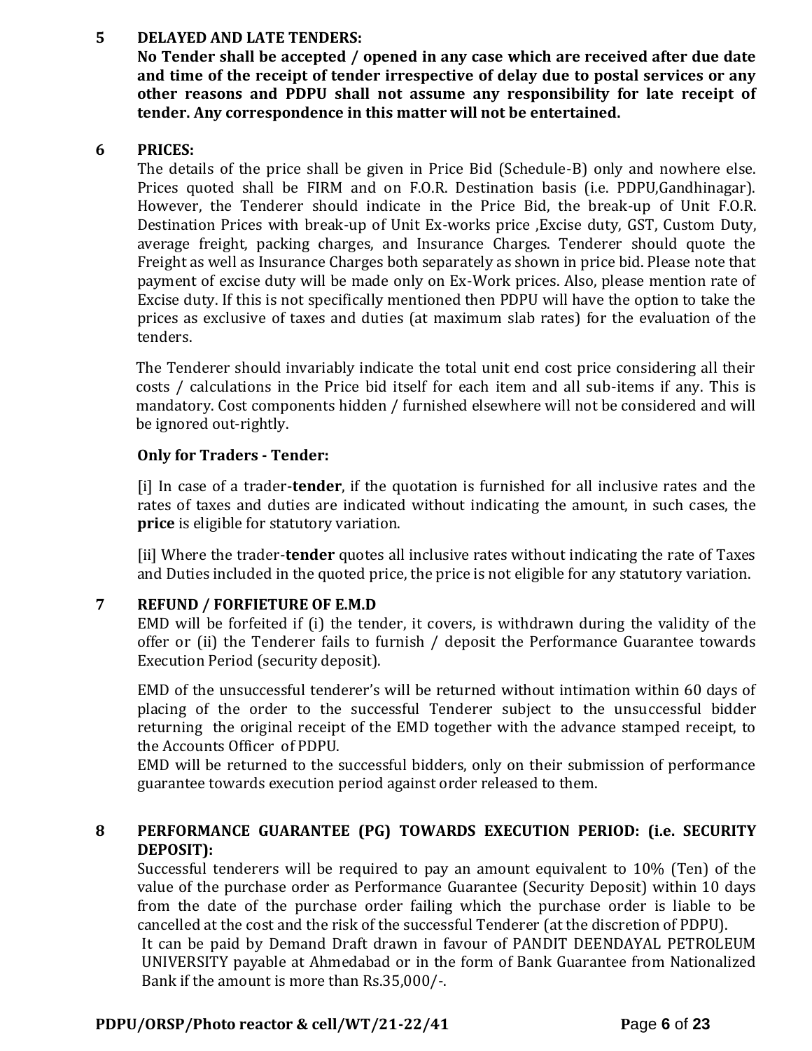## 5 DELAYED AND LATE TENDERS:

**No Tender shall be accepted / opened in any case which are received after due date and time of the receipt of tender irrespective of delay due to postal services or any other reasons and PDPU shall not assume any responsibility for late receipt of tender. Any correspondence in this matter will not be entertained.**

## 6 PRICES:

The details of the price shall be given in Price Bid (Schedule-B) only and nowhere else. Prices quoted shall be FIRM and on F.O.R. Destination basis (i.e. PDPU,Gandhinagar). However, the Tenderer should indicate in the Price Bid, the break-up of Unit F.O.R. Destination Prices with break-up of Unit Ex-works price ,Excise duty, GST, Custom Duty, average freight, packing charges, and Insurance Charges. Tenderer should quote the Freight as well as Insurance Charges both separately as shown in price bid. Please note that payment of excise duty will be made only on Ex-Work prices. Also, please mention rate of Excise duty. If this is not specifically mentioned then PDPU will have the option to take the prices as exclusive of taxes and duties (at maximum slab rates) for the evaluation of the tenders.

The Tenderer should invariably indicate the total unit end cost price considering all their costs / calculations in the Price bid itself for each item and all sub-items if any. This is mandatory. Cost components hidden / furnished elsewhere will not be considered and will be ignored out-rightly.

**Only for Traders - Tender:**

[i] In case of a trader-**tender**, if the quotation is furnished for all inclusive rates and the rates of taxes and duties are indicated without indicating the amount, in such cases, the **price** is eligible for statutory variation.

[ii] Where the trader-**tender** quotes all inclusive rates without indicating the rate of Taxes and Duties included in the quoted price, the price is not eligible for any statutory variation.

## 7 REFUND / FORFIETURE OF E.M.D

EMD will be forfeited if (i) the tender, it covers, is withdrawn during the validity of the offer or (ii) the Tenderer fails to furnish / deposit the Performance Guarantee towards Execution Period (security deposit).

EMD of the unsuccessful tenderer's will be returned without intimation within 60 days of placing of the order to the successful Tenderer subject to the unsuccessful bidder returning the original receipt of the EMD together with the advance stamped receipt, to the Accounts Officer of PDPU.

EMD will be returned to the successful bidders, only on their submission of performance guarantee towards execution period against order released to them.

## 8 PERFORMANCE GUARANTEE (PG) TOWARDS EXECUTION PERIOD: (i.e. SECURITY DEPOSIT):

Successful tenderers will be required to pay an amount equivalent to 10% (Ten) of the value of the purchase order as Performance Guarantee (Security Deposit) within 10 days from the date of the purchase order failing which the purchase order is liable to be cancelled at the cost and the risk of the successful Tenderer (at the discretion of PDPU).

It can be paid by Demand Draft drawn in favour of PANDIT DEENDAYAL PETROLEUM UNIVERSITY payable at Ahmedabad or in the form of Bank Guarantee from Nationalized Bank if the amount is more than Rs.35,000/-.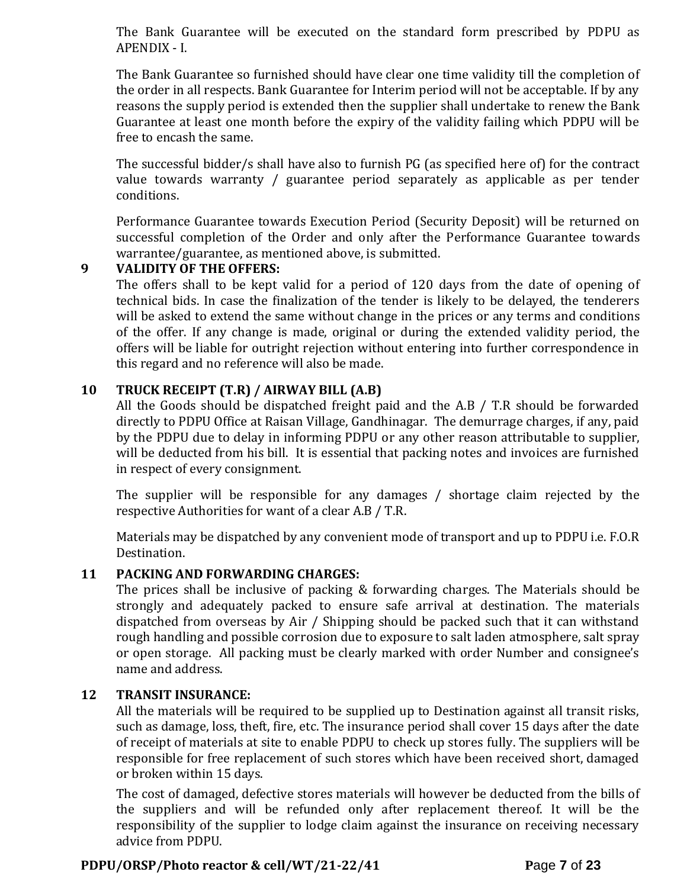The Bank Guarantee will be executed on the standard form prescribed by PDPU as APENDIX - I.

The Bank Guarantee so furnished should have clear one time validity till the completion of the order in all respects. Bank Guarantee for Interim period will not be acceptable. If by any reasons the supply period is extended then the supplier shall undertake to renew the Bank Guarantee at least one month before the expiry of the validity failing which PDPU will be free to encash the same.

The successful bidder/s shall have also to furnish PG (as specified here of) for the contract value towards warranty / guarantee period separately as applicable as per tender conditions.

Performance Guarantee towards Execution Period (Security Deposit) will be returned on successful completion of the Order and only after the Performance Guarantee towards warrantee/guarantee, as mentioned above, is submitted.

## 9 VALIDITY OF THE OFFERS:

The offers shall to be kept valid for a period of 120 days from the date of opening of technical bids. In case the finalization of the tender is likely to be delayed, the tenderers will be asked to extend the same without change in the prices or any terms and conditions of the offer. If any change is made, original or during the extended validity period, the offers will be liable for outright rejection without entering into further correspondence in this regard and no reference will also be made.

## 10 TRUCK RECEIPT (T.R) / AIRWAY BILL (A.B)

All the Goods should be dispatched freight paid and the A.B / T.R should be forwarded directly to PDPU Office at Raisan Village, Gandhinagar. The demurrage charges, if any, paid by the PDPU due to delay in informing PDPU or any other reason attributable to supplier, will be deducted from his bill. It is essential that packing notes and invoices are furnished in respect of every consignment.

The supplier will be responsible for any damages / shortage claim rejected by the respective Authorities for want of a clear A.B / T.R.

Materials may be dispatched by any convenient mode of transport and up to PDPU i.e. F.O.R Destination.

## 11 PACKING AND FORWARDING CHARGES:

The prices shall be inclusive of packing & forwarding charges. The Materials should be strongly and adequately packed to ensure safe arrival at destination. The materials dispatched from overseas by Air / Shipping should be packed such that it can withstand rough handling and possible corrosion due to exposure to salt laden atmosphere, salt spray or open storage. All packing must be clearly marked with order Number and consignee's name and address.

## 12 TRANSIT INSURANCE:

All the materials will be required to be supplied up to Destination against all transit risks, such as damage, loss, theft, fire, etc. The insurance period shall cover 15 days after the date of receipt of materials at site to enable PDPU to check up stores fully. The suppliers will be responsible for free replacement of such stores which have been received short, damaged or broken within 15 days.

The cost of damaged, defective stores materials will however be deducted from the bills of the suppliers and will be refunded only after replacement thereof. It will be the responsibility of the supplier to lodge claim against the insurance on receiving necessary advice from PDPU.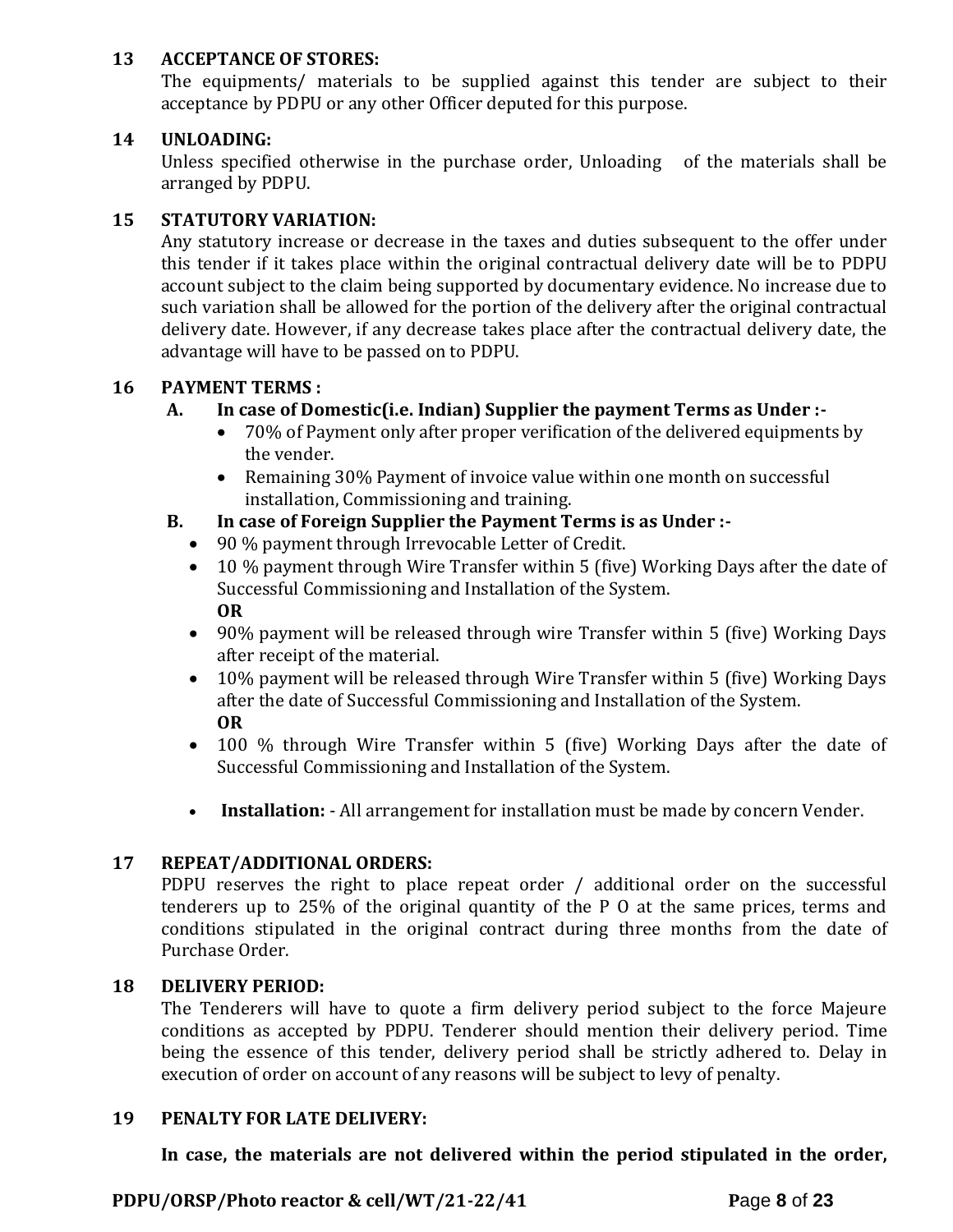**13 ACCEPTANCE OF STORES:**

The equipments/ materials to be supplied against this tender are subject to their acceptance by PDPU or any other Officer deputed for this purpose.

**14 UNLOADING:**

Unless specified otherwise in the purchase order, Unloading of the materials shall be arranged by PDPU.

**15 STATUTORY VARIATION:**

Any statutory increase or decrease in the taxes and duties subsequent to the offer under this tender if it takes place within the original contractual delivery date will be to PDPU account subject to the claim being supported by documentary evidence. No increase due to such variation shall be allowed for the portion of the delivery after the original contractual delivery date. However, if any decrease takes place after the contractual delivery date, the advantage will have to be passed on to PDPU.

**16 PAYMENT TERMS :**

**A. In case of Domestic(i.e. Indian) Supplier the payment Terms as Under :-**

- 70% of Payment only after proper verification of the delivered equipments by the vender.
- Remaining 30% Payment of invoice value within one month on successful installation, Commissioning and training.

**B. In case of Foreign Supplier the Payment Terms is as Under :-**

- 90 % payment through Irrevocable Letter of Credit.
- 10 % payment through Wire Transfer within 5 (five) Working Days after the date of Successful Commissioning and Installation of the System.
  **OR**
- 90% payment will be released through wire Transfer within 5 (five) Working Days after receipt of the material.
- 10% payment will be released through Wire Transfer within 5 (five) Working Days after the date of Successful Commissioning and Installation of the System.
  **OR**
- 100 % through Wire Transfer within 5 (five) Working Days after the date of Successful Commissioning and Installation of the System.

- **Installation:** - All arrangement for installation must be made by concern Vender.

**17 REPEAT/ADDITIONAL ORDERS:**

PDPU reserves the right to place repeat order / additional order on the successful tenderers up to 25% of the original quantity of the P O at the same prices, terms and conditions stipulated in the original contract during three months from the date of Purchase Order.

**18 DELIVERY PERIOD:**

The Tenderers will have to quote a firm delivery period subject to the force Majeure conditions as accepted by PDPU. Tenderer should mention their delivery period. Time being the essence of this tender, delivery period shall be strictly adhered to. Delay in execution of order on account of any reasons will be subject to levy of penalty.

**19 PENALTY FOR LATE DELIVERY:**

**In case, the materials are not delivered within the period stipulated in the order,**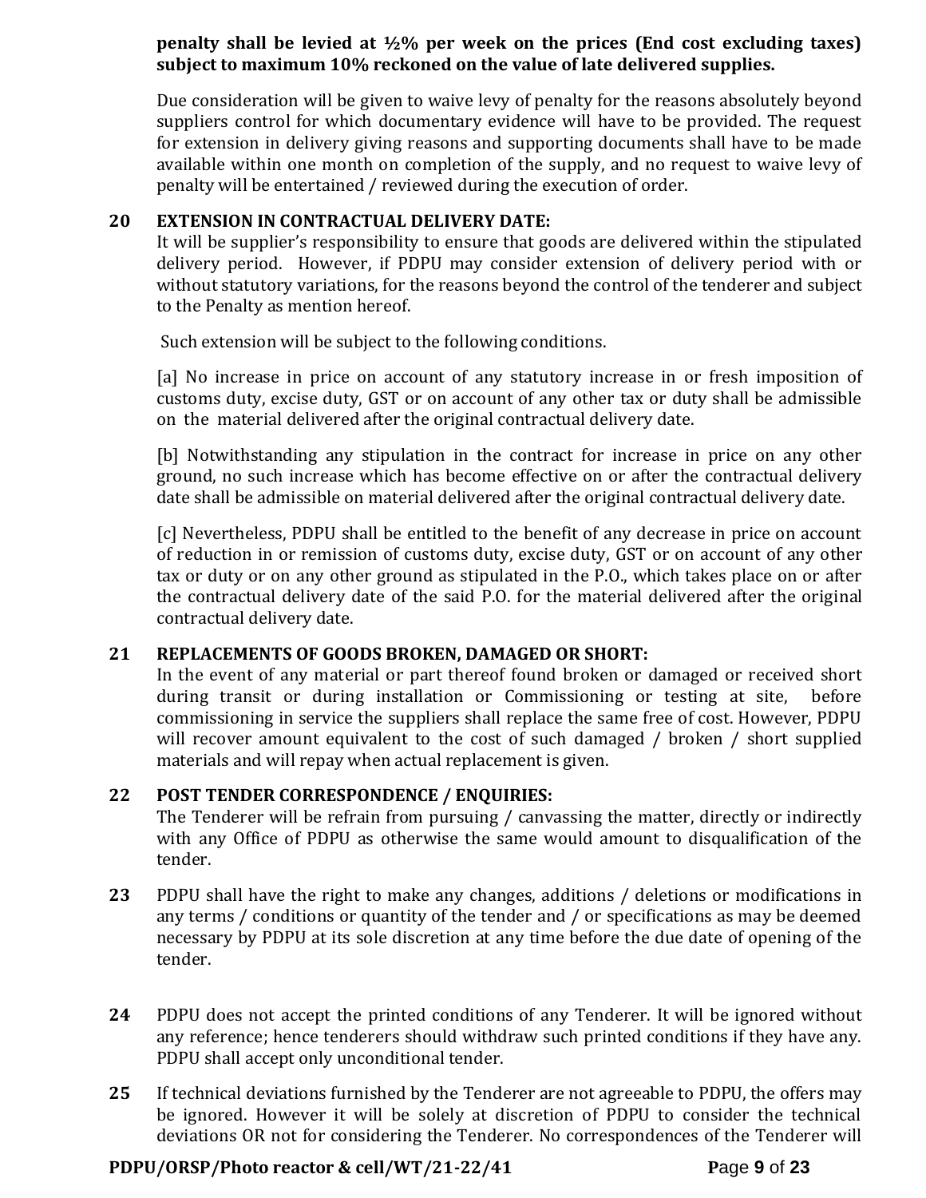**penalty shall be levied at ½% per week on the prices (End cost excluding taxes) subject to maximum 10% reckoned on the value of late delivered supplies.**

Due consideration will be given to waive levy of penalty for the reasons absolutely beyond suppliers control for which documentary evidence will have to be provided. The request for extension in delivery giving reasons and supporting documents shall have to be made available within one month on completion of the supply, and no request to waive levy of penalty will be entertained / reviewed during the execution of order.

**20 EXTENSION IN CONTRACTUAL DELIVERY DATE:**

It will be supplier's responsibility to ensure that goods are delivered within the stipulated delivery period. However, if PDPU may consider extension of delivery period with or without statutory variations, for the reasons beyond the control of the tenderer and subject to the Penalty as mention hereof.

Such extension will be subject to the following conditions.

[a] No increase in price on account of any statutory increase in or fresh imposition of customs duty, excise duty, GST or on account of any other tax or duty shall be admissible on the material delivered after the original contractual delivery date.

[b] Notwithstanding any stipulation in the contract for increase in price on any other ground, no such increase which has become effective on or after the contractual delivery date shall be admissible on material delivered after the original contractual delivery date.

[c] Nevertheless, PDPU shall be entitled to the benefit of any decrease in price on account of reduction in or remission of customs duty, excise duty, GST or on account of any other tax or duty or on any other ground as stipulated in the P.O., which takes place on or after the contractual delivery date of the said P.O. for the material delivered after the original contractual delivery date.

**21 REPLACEMENTS OF GOODS BROKEN, DAMAGED OR SHORT:**

In the event of any material or part thereof found broken or damaged or received short during transit or during installation or Commissioning or testing at site, before commissioning in service the suppliers shall replace the same free of cost. However, PDPU will recover amount equivalent to the cost of such damaged / broken / short supplied materials and will repay when actual replacement is given.

**22 POST TENDER CORRESPONDENCE / ENQUIRIES:**

The Tenderer will be refrain from pursuing / canvassing the matter, directly or indirectly with any Office of PDPU as otherwise the same would amount to disqualification of the tender.

**23** PDPU shall have the right to make any changes, additions / deletions or modifications in any terms / conditions or quantity of the tender and / or specifications as may be deemed necessary by PDPU at its sole discretion at any time before the due date of opening of the tender.

**24** PDPU does not accept the printed conditions of any Tenderer. It will be ignored without any reference; hence tenderers should withdraw such printed conditions if they have any. PDPU shall accept only unconditional tender.

**25** If technical deviations furnished by the Tenderer are not agreeable to PDPU, the offers may be ignored. However it will be solely at discretion of PDPU to consider the technical deviations OR not for considering the Tenderer. No correspondences of the Tenderer will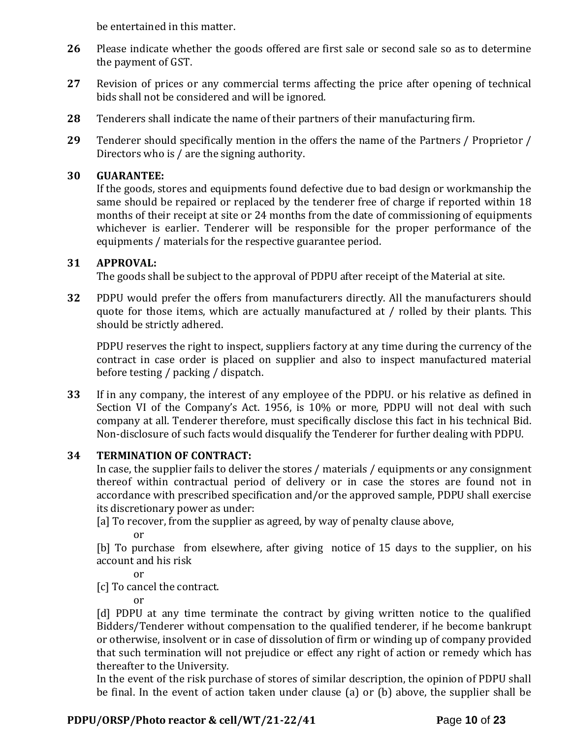be entertained in this matter.

**26** Please indicate whether the goods offered are first sale or second sale so as to determine the payment of GST.

**27** Revision of prices or any commercial terms affecting the price after opening of technical bids shall not be considered and will be ignored.

**28** Tenderers shall indicate the name of their partners of their manufacturing firm.

**29** Tenderer should specifically mention in the offers the name of the Partners / Proprietor / Directors who is / are the signing authority.

**30 GUARANTEE:**
If the goods, stores and equipments found defective due to bad design or workmanship the same should be repaired or replaced by the tenderer free of charge if reported within 18 months of their receipt at site or 24 months from the date of commissioning of equipments whichever is earlier. Tenderer will be responsible for the proper performance of the equipments / materials for the respective guarantee period.

**31 APPROVAL:**
The goods shall be subject to the approval of PDPU after receipt of the Material at site.

**32** PDPU would prefer the offers from manufacturers directly. All the manufacturers should quote for those items, which are actually manufactured at / rolled by their plants. This should be strictly adhered.

PDPU reserves the right to inspect, suppliers factory at any time during the currency of the contract in case order is placed on supplier and also to inspect manufactured material before testing / packing / dispatch.

**33** If in any company, the interest of any employee of the PDPU. or his relative as defined in Section VI of the Company's Act. 1956, is 10% or more, PDPU will not deal with such company at all. Tenderer therefore, must specifically disclose this fact in his technical Bid. Non-disclosure of such facts would disqualify the Tenderer for further dealing with PDPU.

**34 TERMINATION OF CONTRACT:**
In case, the supplier fails to deliver the stores / materials / equipments or any consignment thereof within contractual period of delivery or in case the stores are found not in accordance with prescribed specification and/or the approved sample, PDPU shall exercise its discretionary power as under:

[a] To recover, from the supplier as agreed, by way of penalty clause above,

or

[b] To purchase from elsewhere, after giving notice of 15 days to the supplier, on his account and his risk

or

[c] To cancel the contract.

or

[d] PDPU at any time terminate the contract by giving written notice to the qualified Bidders/Tenderer without compensation to the qualified tenderer, if he become bankrupt or otherwise, insolvent or in case of dissolution of firm or winding up of company provided that such termination will not prejudice or effect any right of action or remedy which has thereafter to the University.

In the event of the risk purchase of stores of similar description, the opinion of PDPU shall be final. In the event of action taken under clause (a) or (b) above, the supplier shall be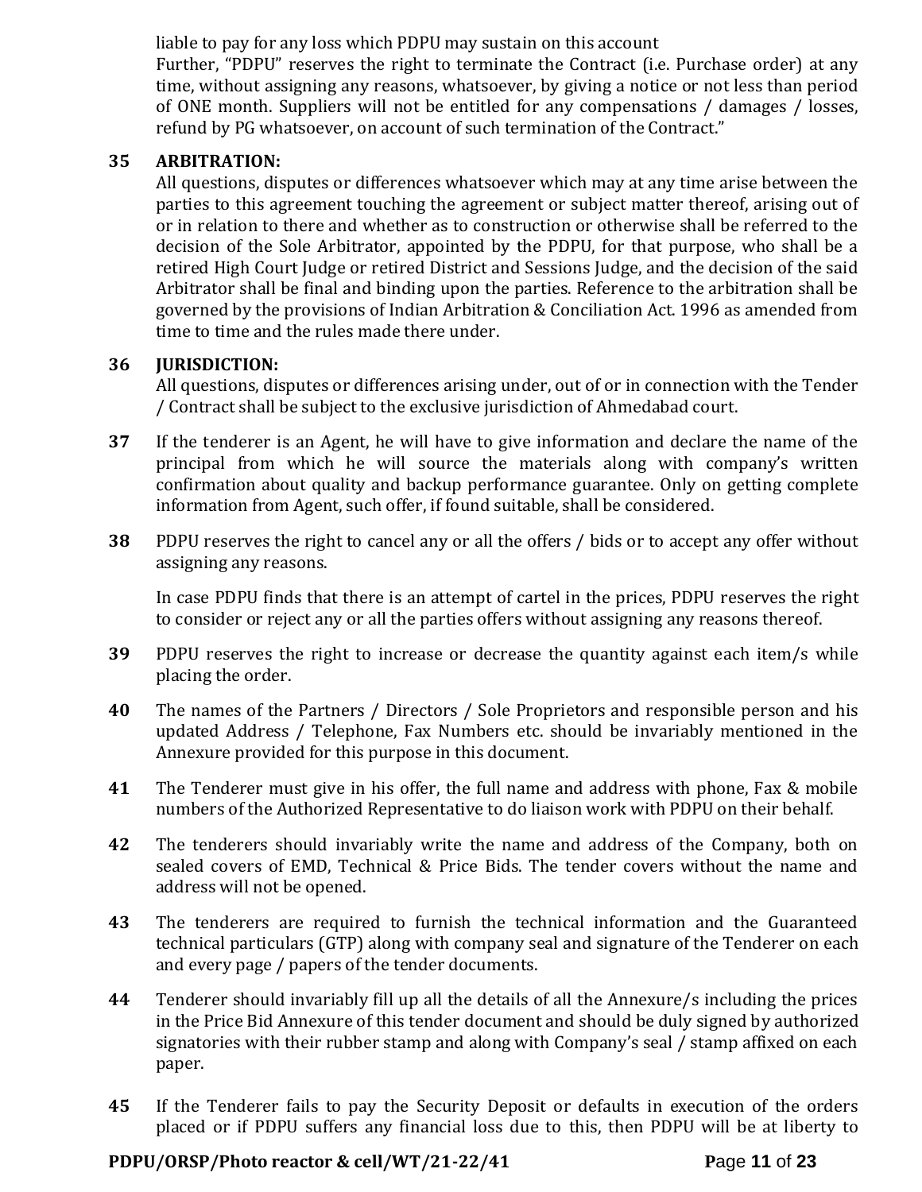liable to pay for any loss which PDPU may sustain on this account

Further, "PDPU" reserves the right to terminate the Contract (i.e. Purchase order) at any time, without assigning any reasons, whatsoever, by giving a notice or not less than period of ONE month. Suppliers will not be entitled for any compensations / damages / losses, refund by PG whatsoever, on account of such termination of the Contract."

**35 ARBITRATION:**

All questions, disputes or differences whatsoever which may at any time arise between the parties to this agreement touching the agreement or subject matter thereof, arising out of or in relation to there and whether as to construction or otherwise shall be referred to the decision of the Sole Arbitrator, appointed by the PDPU, for that purpose, who shall be a retired High Court Judge or retired District and Sessions Judge, and the decision of the said Arbitrator shall be final and binding upon the parties. Reference to the arbitration shall be governed by the provisions of Indian Arbitration & Conciliation Act. 1996 as amended from time to time and the rules made there under.

**36 JURISDICTION:**

All questions, disputes or differences arising under, out of or in connection with the Tender / Contract shall be subject to the exclusive jurisdiction of Ahmedabad court.

**37** If the tenderer is an Agent, he will have to give information and declare the name of the principal from which he will source the materials along with company's written confirmation about quality and backup performance guarantee. Only on getting complete information from Agent, such offer, if found suitable, shall be considered.

**38** PDPU reserves the right to cancel any or all the offers / bids or to accept any offer without assigning any reasons.

In case PDPU finds that there is an attempt of cartel in the prices, PDPU reserves the right to consider or reject any or all the parties offers without assigning any reasons thereof.

**39** PDPU reserves the right to increase or decrease the quantity against each item/s while placing the order.

**40** The names of the Partners / Directors / Sole Proprietors and responsible person and his updated Address / Telephone, Fax Numbers etc. should be invariably mentioned in the Annexure provided for this purpose in this document.

**41** The Tenderer must give in his offer, the full name and address with phone, Fax & mobile numbers of the Authorized Representative to do liaison work with PDPU on their behalf.

**42** The tenderers should invariably write the name and address of the Company, both on sealed covers of EMD, Technical & Price Bids. The tender covers without the name and address will not be opened.

**43** The tenderers are required to furnish the technical information and the Guaranteed technical particulars (GTP) along with company seal and signature of the Tenderer on each and every page / papers of the tender documents.

**44** Tenderer should invariably fill up all the details of all the Annexure/s including the prices in the Price Bid Annexure of this tender document and should be duly signed by authorized signatories with their rubber stamp and along with Company's seal / stamp affixed on each paper.

**45** If the Tenderer fails to pay the Security Deposit or defaults in execution of the orders placed or if PDPU suffers any financial loss due to this, then PDPU will be at liberty to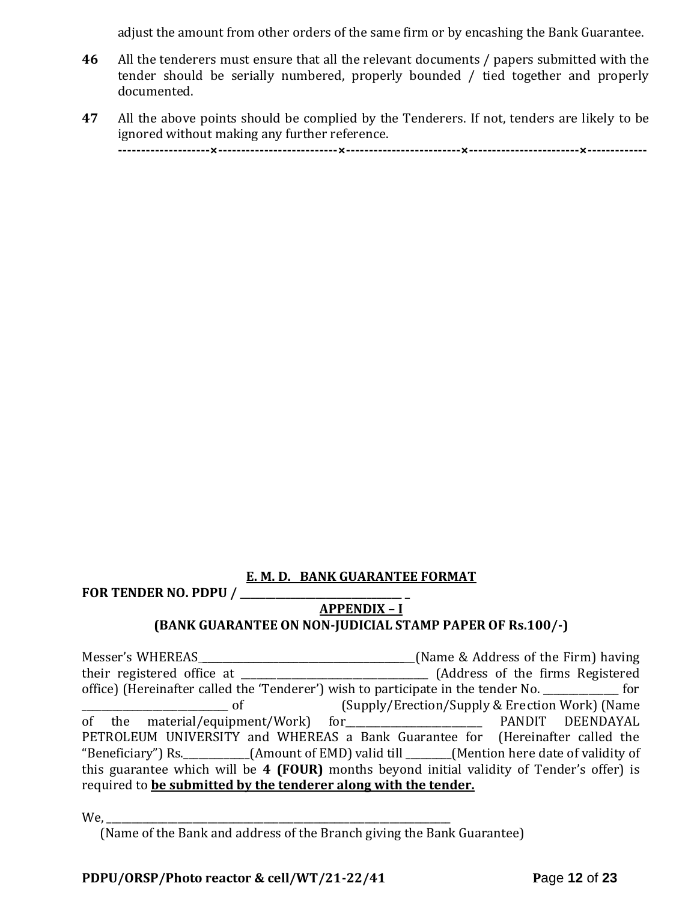adjust the amount from other orders of the same firm or by encashing the Bank Guarantee.

**46** All the tenderers must ensure that all the relevant documents / papers submitted with the tender should be serially numbered, properly bounded / tied together and properly documented.

**47** All the above points should be complied by the Tenderers. If not, tenders are likely to be ignored without making any further reference.

--------------------×--------------------------×-------------------------×------------------------×-------------

**E. M. D. BANK GUARANTEE FORMAT**

**FOR TENDER NO. PDPU / ______________________________ _**

**APPENDIX – I**

**(BANK GUARANTEE ON NON-JUDICIAL STAMP PAPER OF Rs.100/-)**

Messer's WHEREAS____________________________________________(Name & Address of the Firm) having their registered office at ____________________________________ (Address of the firms Registered office) (Hereinafter called the 'Tenderer') wish to participate in the tender No. _______________ for _____________________________ of (Supply/Erection/Supply & Erection Work) (Name of the material/equipment/Work) for___________________________ PANDIT DEENDAYAL PETROLEUM UNIVERSITY and WHEREAS a Bank Guarantee for (Hereinafter called the "Beneficiary") Rs._____________(Amount of EMD) valid till _________(Mention here date of validity of this guarantee which will be **4 (FOUR)** months beyond initial validity of Tender's offer) is required to **be submitted by the tenderer along with the tender.**

We, _______________________________________________________________________

(Name of the Bank and address of the Branch giving the Bank Guarantee)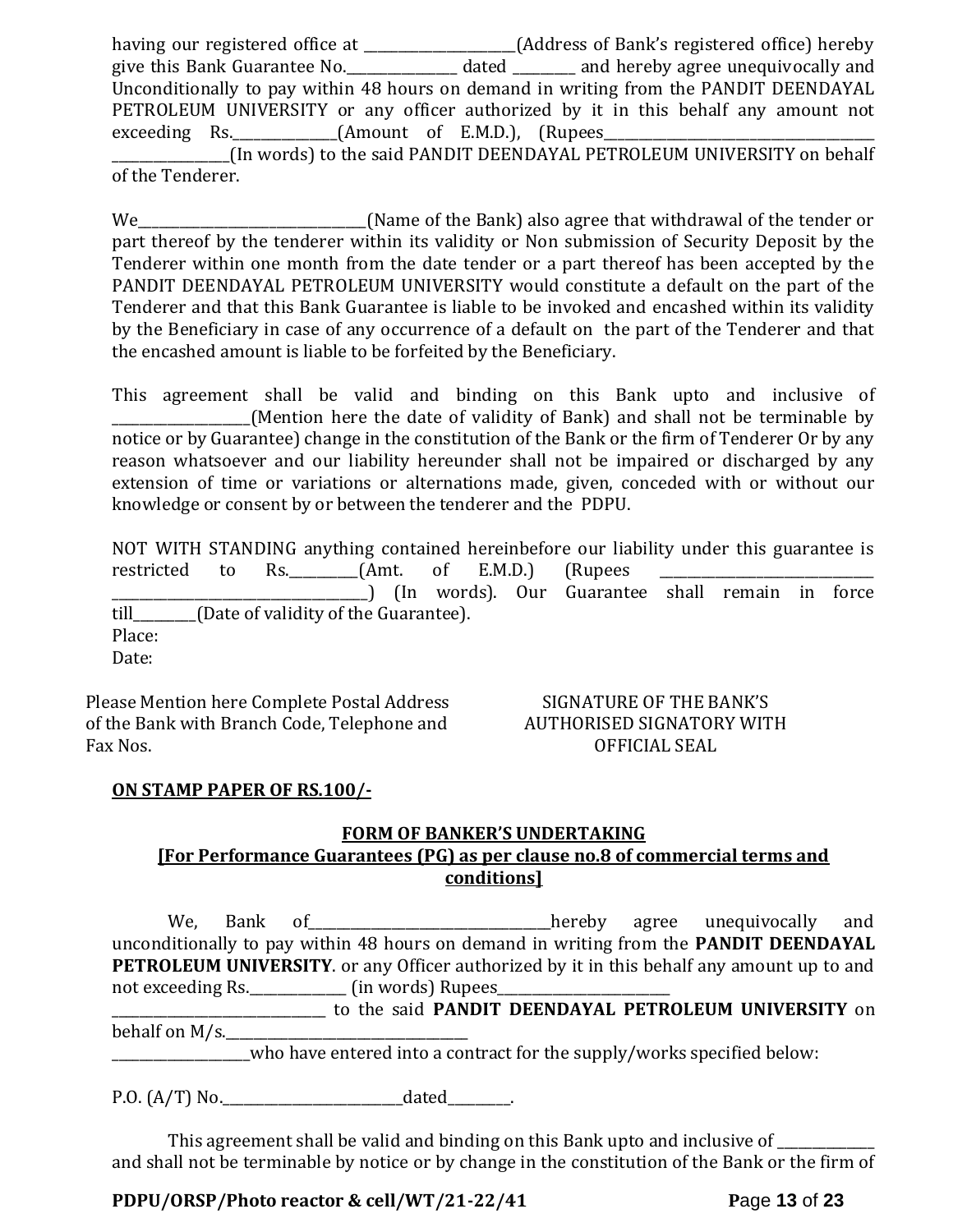having our registered office at _______________________(Address of Bank's registered office) hereby give this Bank Guarantee No._________________ dated __________ and hereby agree unequivocally and Unconditionally to pay within 48 hours on demand in writing from the PANDIT DEENDAYAL PETROLEUM UNIVERSITY or any officer authorized by it in this behalf any amount not exceeding Rs._______________(Amount of E.M.D.), (Rupees_________________________________________ _________________(In words) to the said PANDIT DEENDAYAL PETROLEUM UNIVERSITY on behalf of the Tenderer.

We__________________________________(Name of the Bank) also agree that withdrawal of the tender or part thereof by the tenderer within its validity or Non submission of Security Deposit by the Tenderer within one month from the date tender or a part thereof has been accepted by the PANDIT DEENDAYAL PETROLEUM UNIVERSITY would constitute a default on the part of the Tenderer and that this Bank Guarantee is liable to be invoked and encashed within its validity by the Beneficiary in case of any occurrence of a default on the part of the Tenderer and that the encashed amount is liable to be forfeited by the Beneficiary.

This agreement shall be valid and binding on this Bank upto and inclusive of ____________________(Mention here the date of validity of Bank) and shall not be terminable by notice or by Guarantee) change in the constitution of the Bank or the firm of Tenderer Or by any reason whatsoever and our liability hereunder shall not be impaired or discharged by any extension of time or variations or alternations made, given, conceded with or without our knowledge or consent by or between the tenderer and the PDPU.

NOT WITH STANDING anything contained hereinbefore our liability under this guarantee is restricted to Rs.__________(Amt. of E.M.D.) (Rupees ________________________________ _______________________________________) (In words). Our Guarantee shall remain in force till__________(Date of validity of the Guarantee).

Place:

Date:

Please Mention here Complete Postal Address of the Bank with Branch Code, Telephone and Fax Nos.

SIGNATURE OF THE BANK'S AUTHORISED SIGNATORY WITH OFFICIAL SEAL

**ON STAMP PAPER OF RS.100/-**

## FORM OF BANKER'S UNDERTAKING

### [For Performance Guarantees (PG) as per clause no.8 of commercial terms and conditions]

We, Bank of_____________________________________hereby agree unequivocally and unconditionally to pay within 48 hours on demand in writing from the **PANDIT DEENDAYAL PETROLEUM UNIVERSITY**. or any Officer authorized by it in this behalf any amount up to and not exceeding Rs._______________ (in words) Rupees__________________________ _________________________________ to the said **PANDIT DEENDAYAL PETROLEUM UNIVERSITY** on behalf on M/s.____________________________________ ____________________who have entered into a contract for the supply/works specified below:

P.O. (A/T) No.___________________________dated_________.

This agreement shall be valid and binding on this Bank upto and inclusive of ______________ and shall not be terminable by notice or by change in the constitution of the Bank or the firm of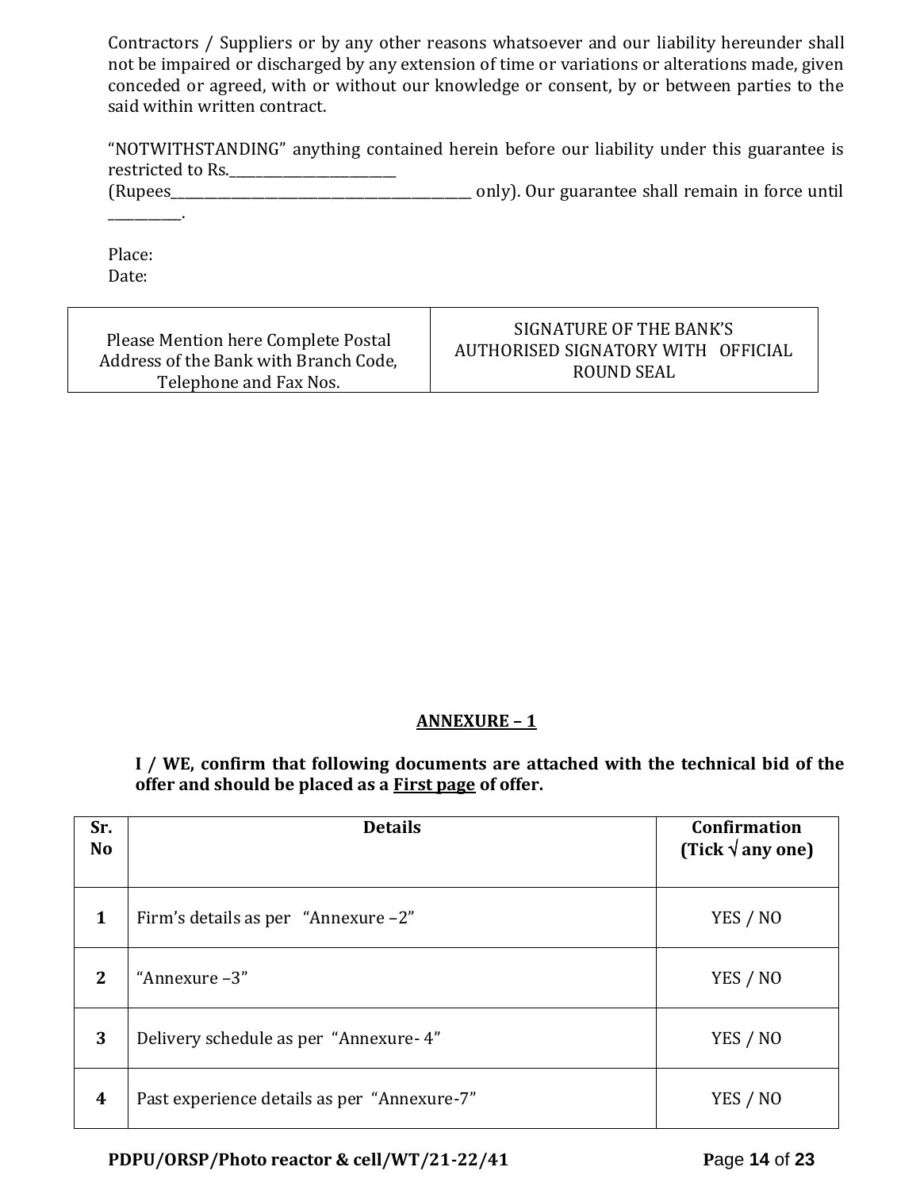Contractors / Suppliers or by any other reasons whatsoever and our liability hereunder shall not be impaired or discharged by any extension of time or variations or alterations made, given conceded or agreed, with or without our knowledge or consent, by or between parties to the said within written contract.

"NOTWITHSTANDING" anything contained herein before our liability under this guarantee is restricted to Rs.__________________________
(Rupees_______________________________________________ only). Our guarantee shall remain in force until ___________.

Place:
Date:

| Please Mention here Complete Postal Address of the Bank with Branch Code, Telephone and Fax Nos. | SIGNATURE OF THE BANK'S AUTHORISED SIGNATORY WITH OFFICIAL ROUND SEAL |
|---|---|

## ANNEXURE – 1

**I / WE, confirm that following documents are attached with the technical bid of the offer and should be placed as a First page of offer.**

| Sr. No | Details | Confirmation (Tick √ any one) |
|---|---|---|
| **1** | Firm's details as per "Annexure –2" | YES / NO |
| **2** | "Annexure –3" | YES / NO |
| **3** | Delivery schedule as per "Annexure- 4" | YES / NO |
| **4** | Past experience details as per "Annexure-7" | YES / NO |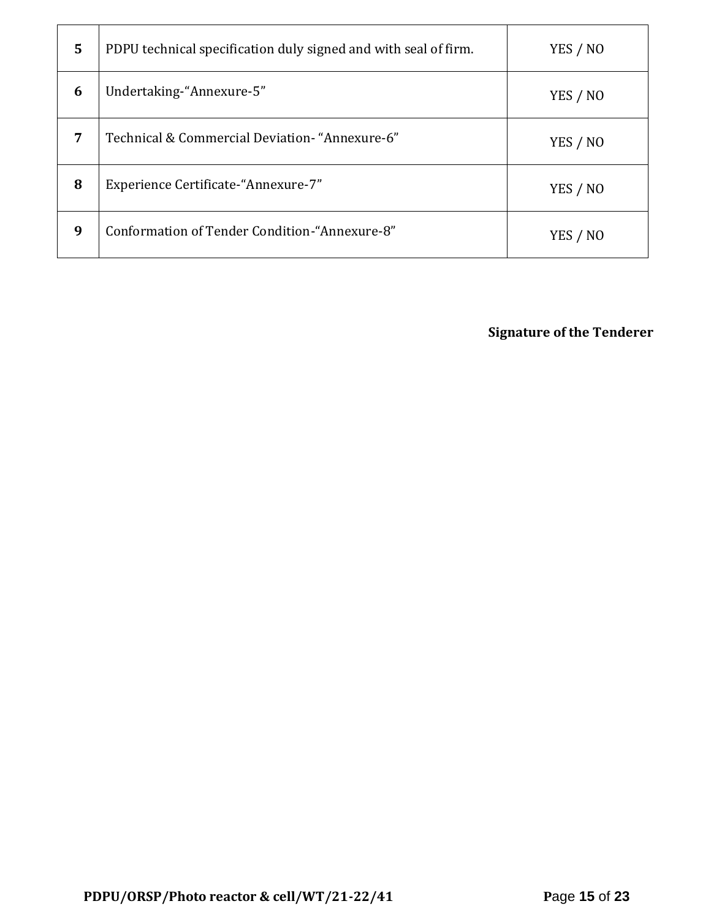| | | |
|---|---|---|
| **5** | PDPU technical specification duly signed and with seal of firm. | YES / NO |
| **6** | Undertaking-“Annexure-5” | YES / NO |
| **7** | Technical & Commercial Deviation- “Annexure-6” | YES / NO |
| **8** | Experience Certificate-“Annexure-7” | YES / NO |
| **9** | Conformation of Tender Condition-“Annexure-8” | YES / NO |

**Signature of the Tenderer**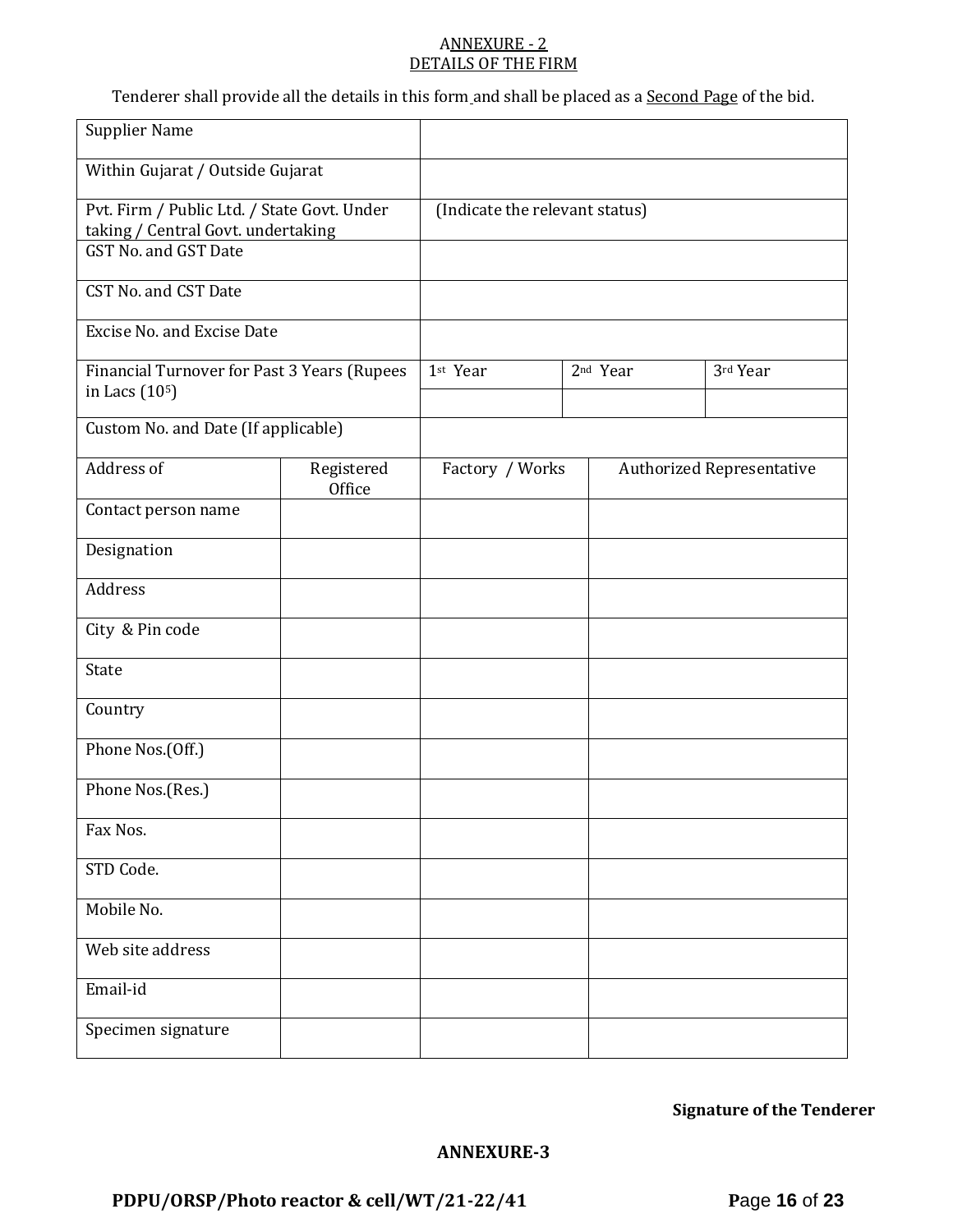## ANNEXURE - 2
## DETAILS OF THE FIRM

Tenderer shall provide all the details in this form and shall be placed as a Second Page of the bid.

| Supplier Name | | | |
|---|---|---|---|
| Within Gujarat / Outside Gujarat | | | |
| Pvt. Firm / Public Ltd. / State Govt. Under taking / Central Govt. undertaking | (Indicate the relevant status) | | |
| GST No. and GST Date | | | |
| CST No. and CST Date | | | |
| Excise No. and Excise Date | | | |
| Financial Turnover for Past 3 Years (Rupees in Lacs ($10^5$) | 1st Year | 2nd Year | 3rd Year |
| | | | |
| Custom No. and Date (If applicable) | | | |

| Address of | Registered Office | Factory / Works | Authorized Representative |
|---|---|---|---|
| Contact person name | | | |
| Designation | | | |
| Address | | | |
| City & Pin code | | | |
| State | | | |
| Country | | | |
| Phone Nos.(Off.) | | | |
| Phone Nos.(Res.) | | | |
| Fax Nos. | | | |
| STD Code. | | | |
| Mobile No. | | | |
| Web site address | | | |
| Email-id | | | |
| Specimen signature | | | |

**Signature of the Tenderer**

**ANNEXURE-3**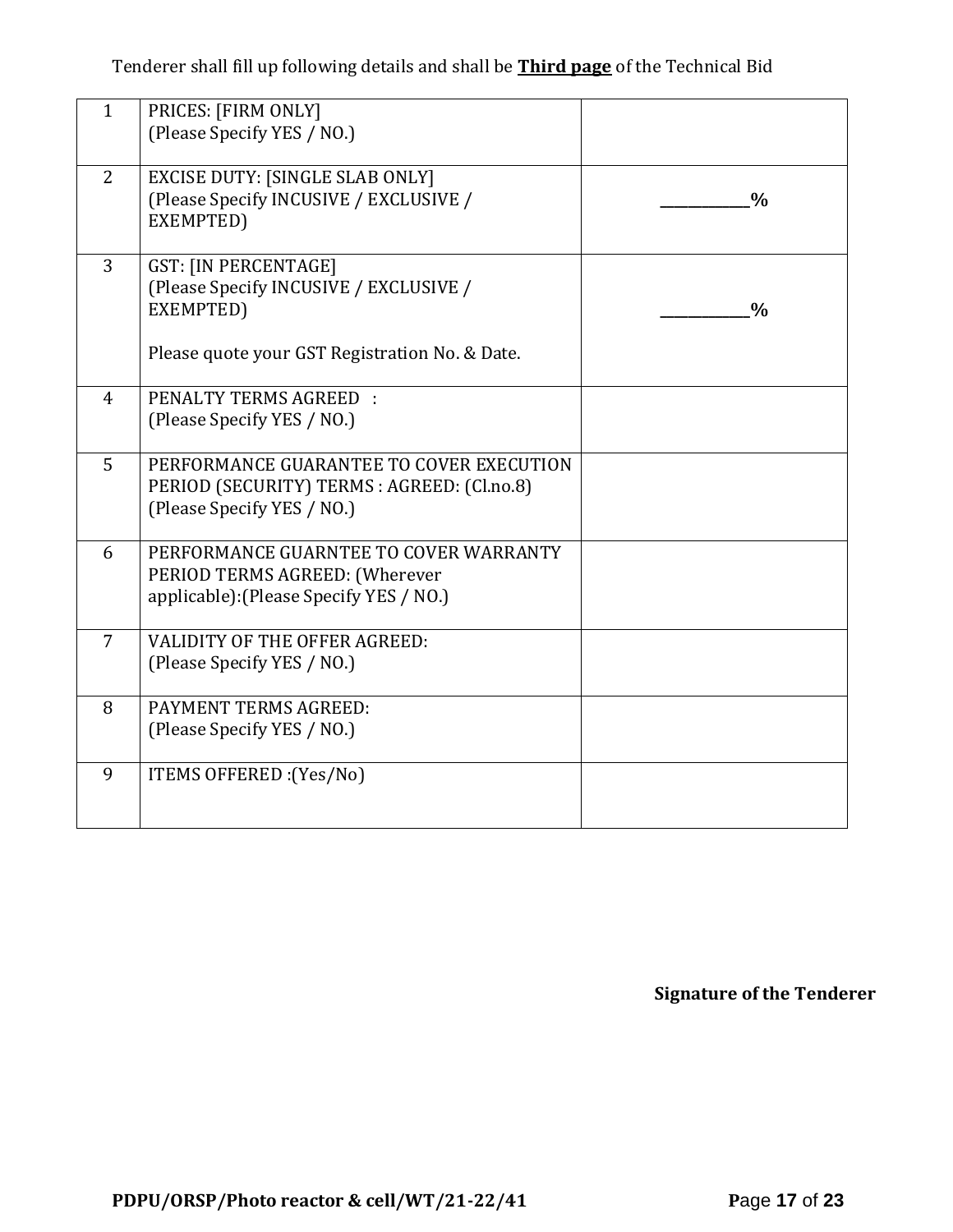Tenderer shall fill up following details and shall be **Third page** of the Technical Bid

| | | |
|---|---|---|
| 1 | PRICES: [FIRM ONLY]<br>(Please Specify YES / NO.) | |
| 2 | EXCISE DUTY: [SINGLE SLAB ONLY]<br>(Please Specify INCUSIVE / EXCLUSIVE / EXEMPTED) | **___________%** |
| 3 | GST: [IN PERCENTAGE]<br>(Please Specify INCUSIVE / EXCLUSIVE / EXEMPTED)<br><br>Please quote your GST Registration No. & Date. | **___________%** |
| 4 | PENALTY TERMS AGREED :<br>(Please Specify YES / NO.) | |
| 5 | PERFORMANCE GUARANTEE TO COVER EXECUTION PERIOD (SECURITY) TERMS : AGREED: (Cl.no.8)<br>(Please Specify YES / NO.) | |
| 6 | PERFORMANCE GUARNTEE TO COVER WARRANTY PERIOD TERMS AGREED: (Wherever applicable):(Please Specify YES / NO.) | |
| 7 | VALIDITY OF THE OFFER AGREED:<br>(Please Specify YES / NO.) | |
| 8 | PAYMENT TERMS AGREED:<br>(Please Specify YES / NO.) | |
| 9 | ITEMS OFFERED :(Yes/No) | |

**Signature of the Tenderer**

**PDPU/ORSP/Photo reactor & cell/WT/21-22/41**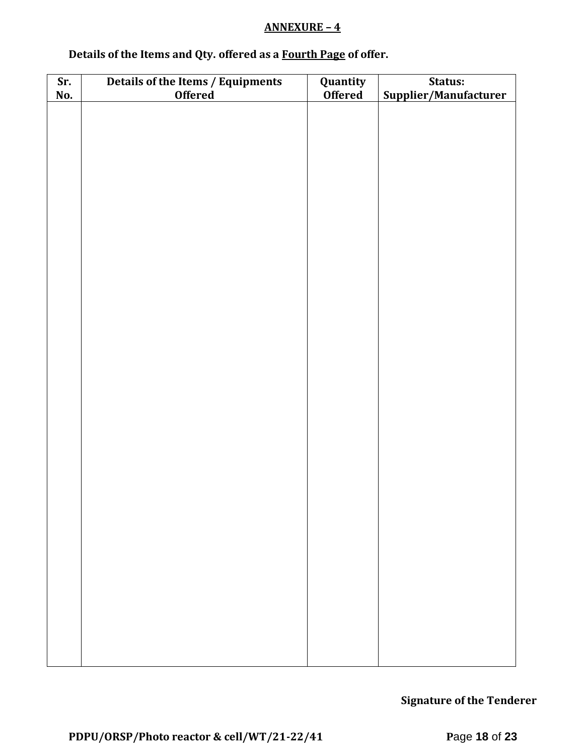**ANNEXURE – 4**

**Details of the Items and Qty. offered as a Fourth Page of offer.**

| Sr. No. | Details of the Items / Equipments Offered | Quantity Offered | Status: Supplier/Manufacturer |
|---|---|---|---|
| | | | |

**Signature of the Tenderer**

**PDPU/ORSP/Photo reactor & cell/WT/21-22/41**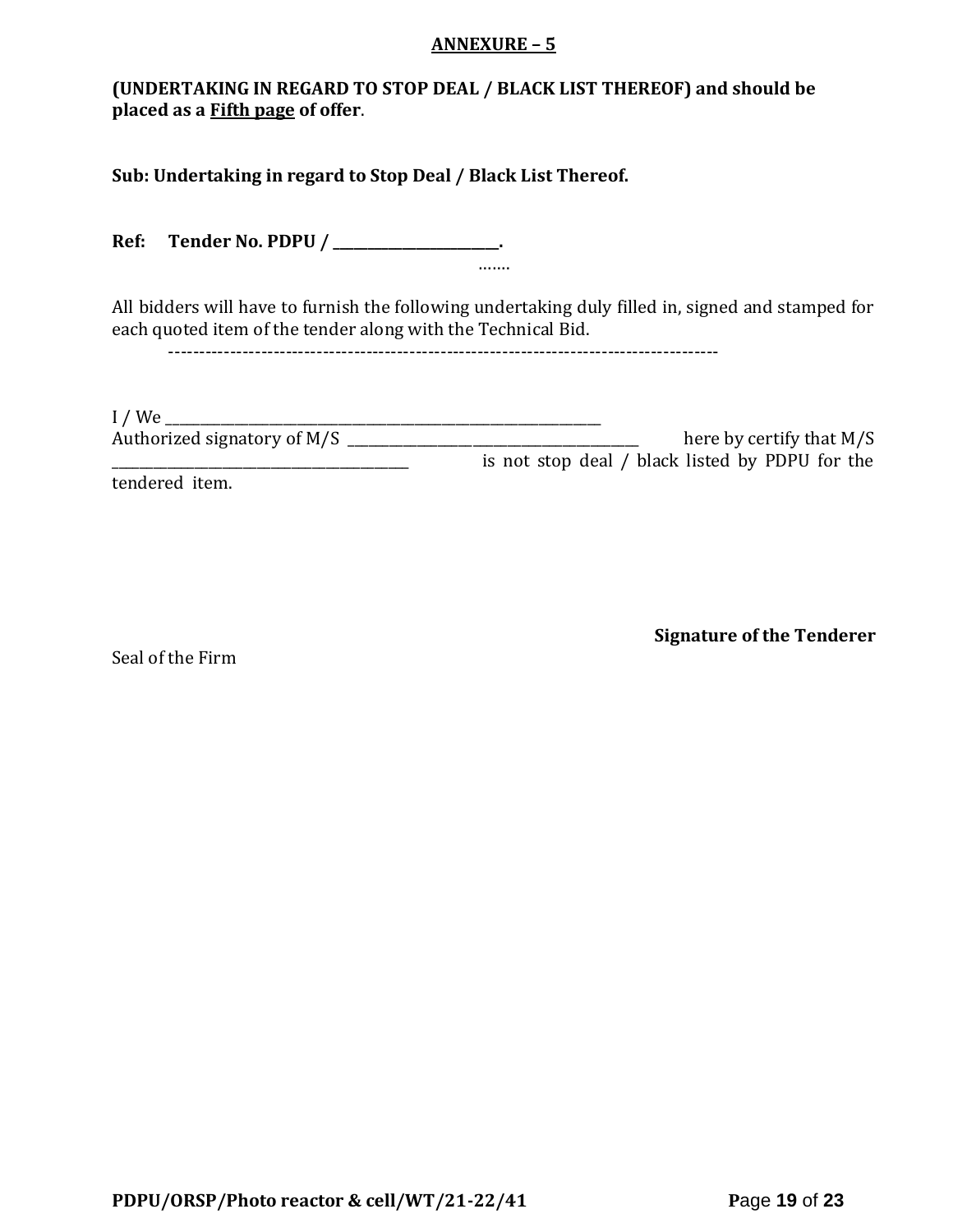## ANNEXURE – 5

**(UNDERTAKING IN REGARD TO STOP DEAL / BLACK LIST THEREOF) and should be placed as a Fifth page of offer**.

**Sub: Undertaking in regard to Stop Deal / Black List Thereof.**

**Ref: Tender No. PDPU / \_\_\_\_\_\_\_\_\_\_\_\_\_\_\_\_\_\_\_\_\_\_\_\_.**

…….

All bidders will have to furnish the following undertaking duly filled in, signed and stamped for each quoted item of the tender along with the Technical Bid.

-------------------------------------------------------------------------------------------

I / We \_\_\_\_\_\_\_\_\_\_\_\_\_\_\_\_\_\_\_\_\_\_\_\_\_\_\_\_\_\_\_\_\_\_\_\_\_\_\_\_\_\_\_\_\_\_\_\_\_\_\_\_\_\_\_\_\_\_\_\_\_\_
Authorized signatory of M/S \_\_\_\_\_\_\_\_\_\_\_\_\_\_\_\_\_\_\_\_\_\_\_\_\_\_\_\_\_\_\_\_\_\_\_\_\_\_\_\_ here by certify that M/S \_\_\_\_\_\_\_\_\_\_\_\_\_\_\_\_\_\_\_\_\_\_\_\_\_\_\_\_\_\_\_\_\_\_\_\_\_\_\_\_ is not stop deal / black listed by PDPU for the tendered item.

**Signature of the Tenderer**

Seal of the Firm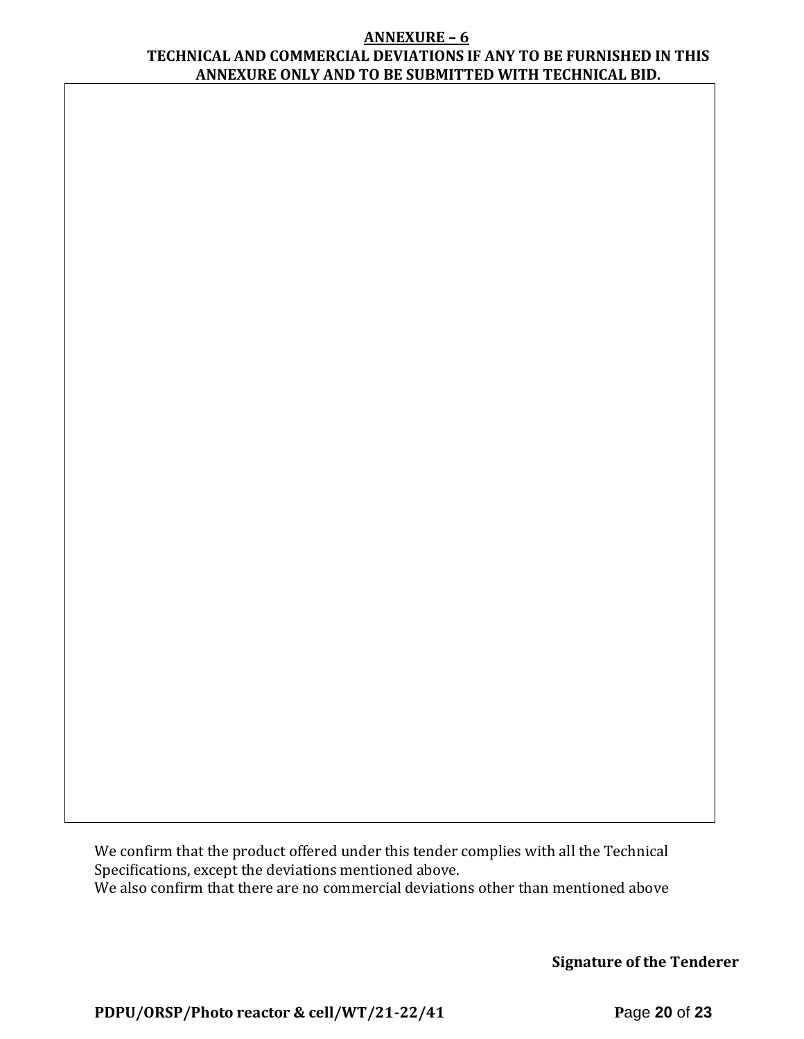## ANNEXURE – 6

**TECHNICAL AND COMMERCIAL DEVIATIONS IF ANY TO BE FURNISHED IN THIS ANNEXURE ONLY AND TO BE SUBMITTED WITH TECHNICAL BID.**

| |
|---|
| |

We confirm that the product offered under this tender complies with all the Technical Specifications, except the deviations mentioned above.

We also confirm that there are no commercial deviations other than mentioned above

**Signature of the Tenderer**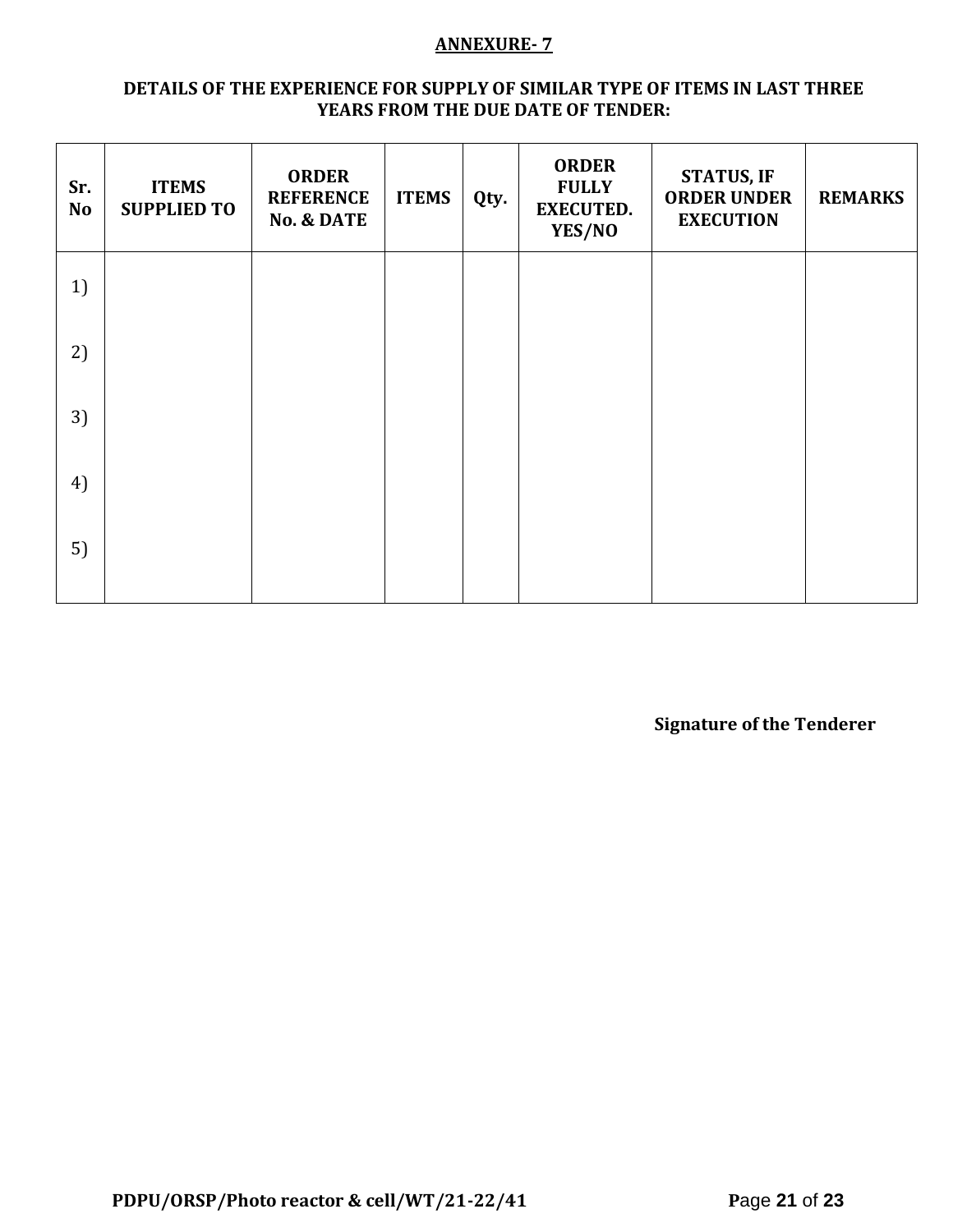**ANNEXURE- 7**

**DETAILS OF THE EXPERIENCE FOR SUPPLY OF SIMILAR TYPE OF ITEMS IN LAST THREE YEARS FROM THE DUE DATE OF TENDER:**

| Sr. No | ITEMS SUPPLIED TO | ORDER REFERENCE No. & DATE | ITEMS | Qty. | ORDER FULLY EXECUTED. YES/NO | STATUS, IF ORDER UNDER EXECUTION | REMARKS |
|---|---|---|---|---|---|---|---|
| 1) | | | | | | | |
| 2) | | | | | | | |
| 3) | | | | | | | |
| 4) | | | | | | | |
| 5) | | | | | | | |

**Signature of the Tenderer**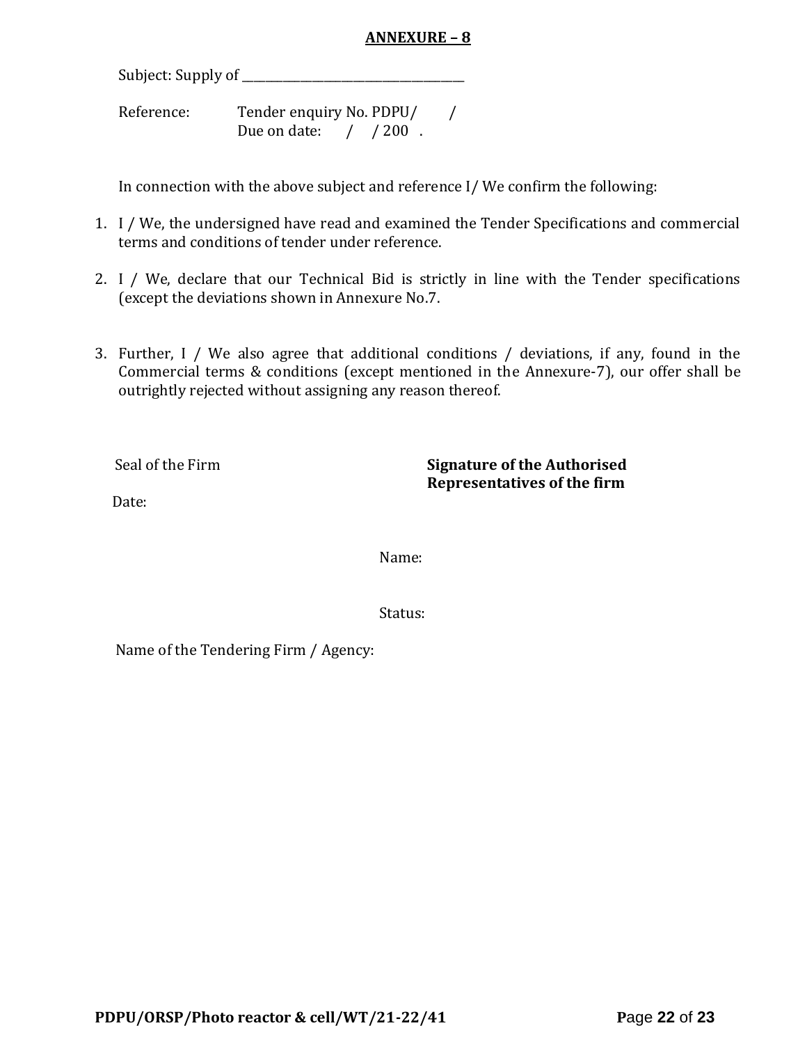## ANNEXURE – 8

Subject: Supply of ______________________________________

Reference: Tender enquiry No. PDPU/ /
Due on date: / / 200 .

In connection with the above subject and reference I/ We confirm the following:

1. I / We, the undersigned have read and examined the Tender Specifications and commercial terms and conditions of tender under reference.

2. I / We, declare that our Technical Bid is strictly in line with the Tender specifications (except the deviations shown in Annexure No.7.

3. Further, I / We also agree that additional conditions / deviations, if any, found in the Commercial terms & conditions (except mentioned in the Annexure-7), our offer shall be outrightly rejected without assigning any reason thereof.

Seal of the Firm

**Signature of the Authorised Representatives of the firm**

Date:

Name:

Status:

Name of the Tendering Firm / Agency: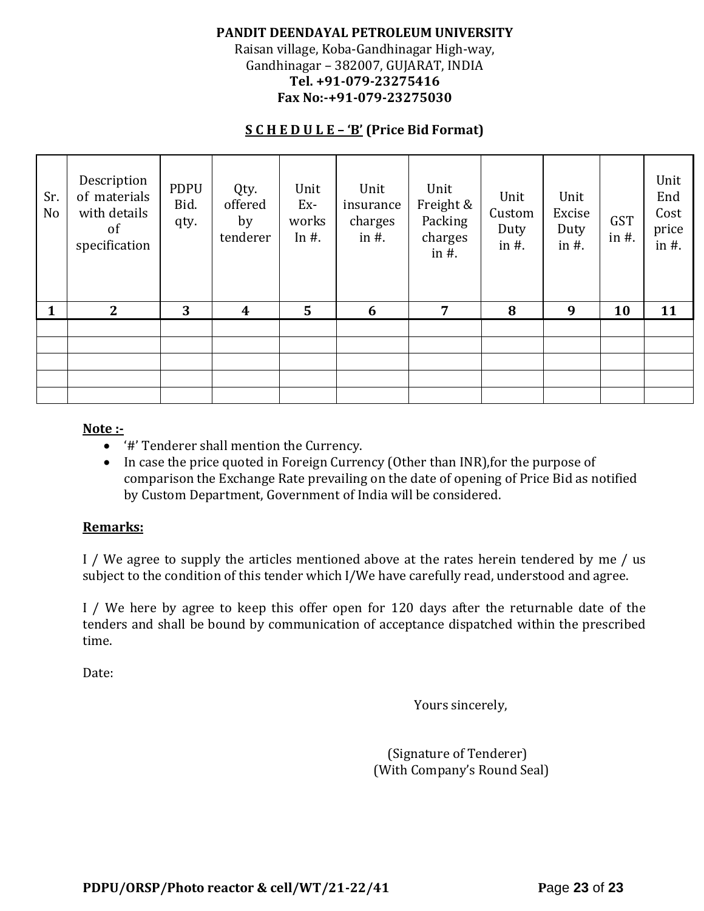**PANDIT DEENDAYAL PETROLEUM UNIVERSITY**
Raisan village, Koba-Gandhinagar High-way,
Gandhinagar – 382007, GUJARAT, INDIA
**Tel. +91-079-23275416**
**Fax No:-+91-079-23275030**

**S C H E D U L E – 'B' (Price Bid Format)**

| Sr. No | Description of materials with details of specification | PDPU Bid. qty. | Qty. offered by tenderer | Unit Ex-works In #. | Unit insurance charges in #. | Unit Freight & Packing charges in #. | Unit Custom Duty in #. | Unit Excise Duty in #. | GST in #. | Unit End Cost price in #. |
|---|---|---|---|---|---|---|---|---|---|---|
| **1** | **2** | **3** | **4** | **5** | **6** | **7** | **8** | **9** | **10** | **11** |
| | | | | | | | | | | |
| | | | | | | | | | | |
| | | | | | | | | | | |
| | | | | | | | | | | |
| | | | | | | | | | | |

**Note :-**

- '#' Tenderer shall mention the Currency.
- In case the price quoted in Foreign Currency (Other than INR),for the purpose of comparison the Exchange Rate prevailing on the date of opening of Price Bid as notified by Custom Department, Government of India will be considered.

**Remarks:**

I / We agree to supply the articles mentioned above at the rates herein tendered by me / us subject to the condition of this tender which I/We have carefully read, understood and agree.

I / We here by agree to keep this offer open for 120 days after the returnable date of the tenders and shall be bound by communication of acceptance dispatched within the prescribed time.

Date:

Yours sincerely,

(Signature of Tenderer)
(With Company's Round Seal)

**PDPU/ORSP/Photo reactor & cell/WT/21-22/41**